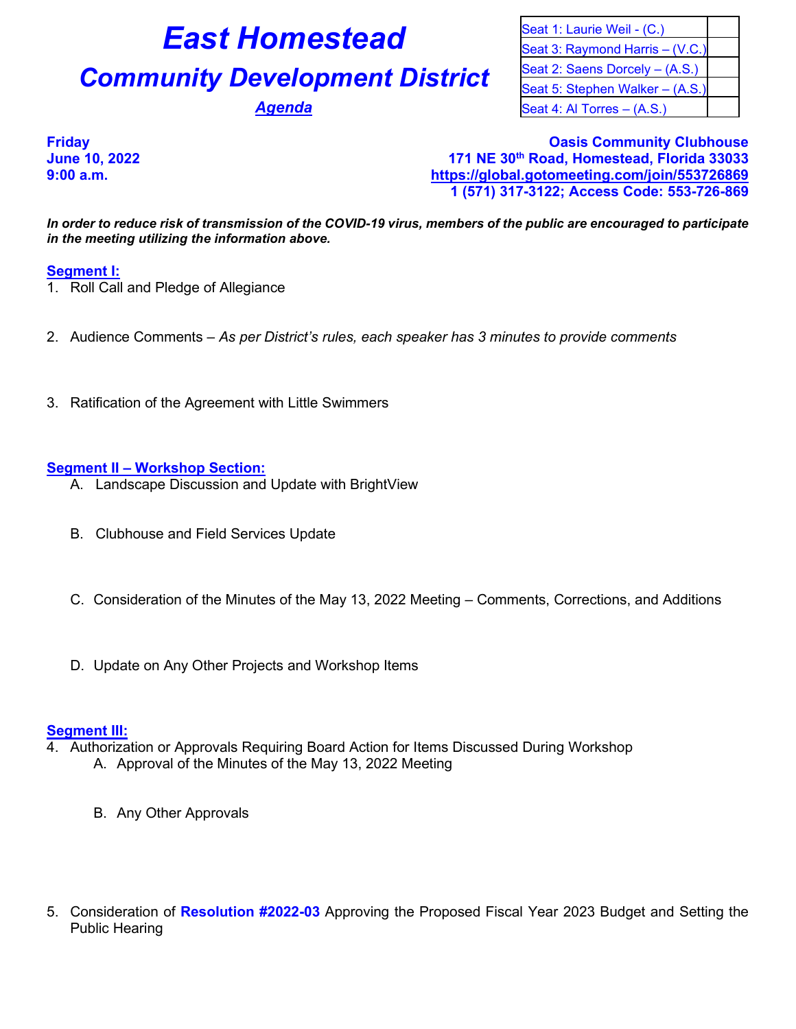# East Homestead

## Community Development District

### Agenda

| Seat 1: Laurie Weil - (C.) | |
|---|---|
| Seat 3: Raymond Harris – (V.C.) | |
| Seat 2: Saens Dorcely – (A.S.) | |
| Seat 5: Stephen Walker – (A.S.) | |
| Seat 4: Al Torres – (A.S.) | |

**Friday**
**June 10, 2022**
**9:00 a.m.**

**Oasis Community Clubhouse**
**171 NE 30th Road, Homestead, Florida 33033**
**https://global.gotomeeting.com/join/553726869**
**1 (571) 317-3122; Access Code: 553-726-869**

***In order to reduce risk of transmission of the COVID-19 virus, members of the public are encouraged to participate in the meeting utilizing the information above.***

**Segment I:**

1. Roll Call and Pledge of Allegiance

2. Audience Comments – *As per District's rules, each speaker has 3 minutes to provide comments*

3. Ratification of the Agreement with Little Swimmers

**Segment II – Workshop Section:**

A. Landscape Discussion and Update with BrightView

B. Clubhouse and Field Services Update

C. Consideration of the Minutes of the May 13, 2022 Meeting – Comments, Corrections, and Additions

D. Update on Any Other Projects and Workshop Items

**Segment III:**

4. Authorization or Approvals Requiring Board Action for Items Discussed During Workshop
   A. Approval of the Minutes of the May 13, 2022 Meeting

   B. Any Other Approvals

5. Consideration of **Resolution #2022-03** Approving the Proposed Fiscal Year 2023 Budget and Setting the Public Hearing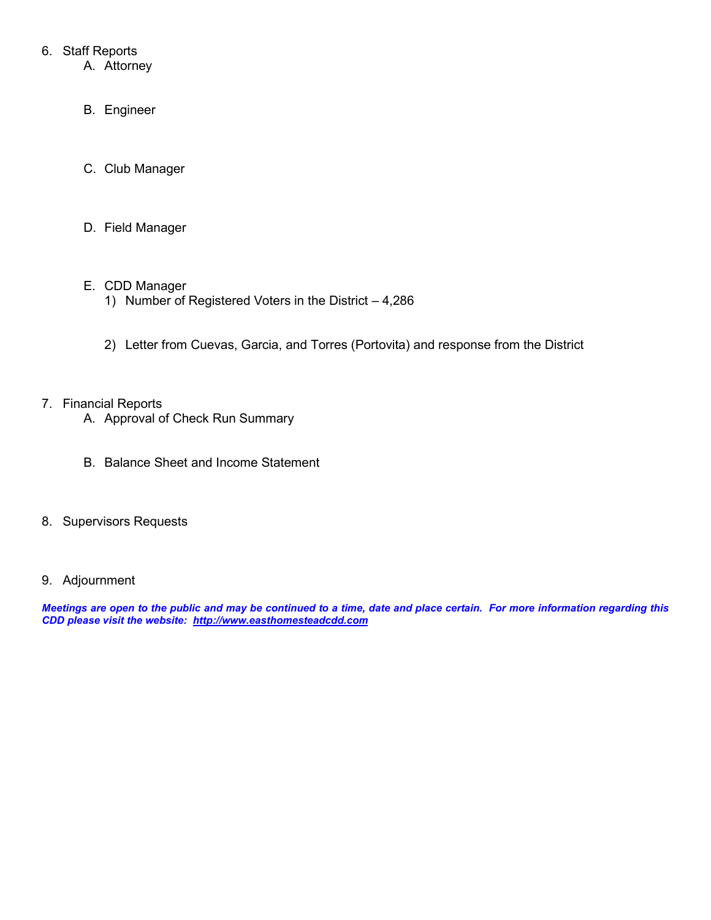6. Staff Reports
   A. Attorney

   B. Engineer

   C. Club Manager

   D. Field Manager

   E. CDD Manager
      1) Number of Registered Voters in the District – 4,286

      2) Letter from Cuevas, Garcia, and Torres (Portovita) and response from the District

7. Financial Reports
   A. Approval of Check Run Summary

   B. Balance Sheet and Income Statement

8. Supervisors Requests

9. Adjournment

***Meetings are open to the public and may be continued to a time, date and place certain. For more information regarding this CDD please visit the website: http://www.easthomesteadcdd.com***